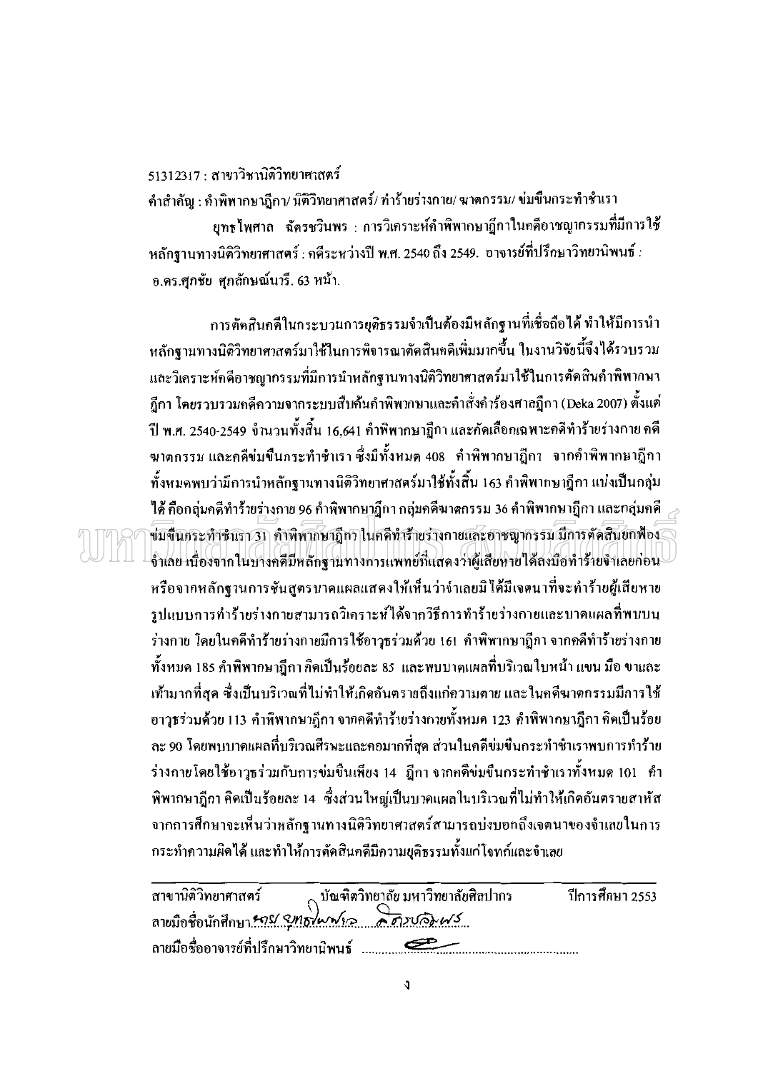51312317 : สาขาวิชานิติวิทยาศาสตร์

คำสำคัญ : คำพิพากษาฎีกา/ นิติวิทยาศาสตร์/ ทำร้ายร่างกาย/ ฆาตกรรม/ ข่มขืนกระทำชำเรา

ยุทธไพศาล ฉัตรชวินพร : การวิเคราะห์คำพิพากษาฎีกาในคดีอาชญากรรมที่มีการใช้หลักฐานทางนิติวิทยาศาสตร์ : คดีระหว่างปี พ.ศ. 2540 ถึง 2549. อาจารย์ที่ปรึกษาวิทยานิพนธ์ : อ.ดร.ศุภชัย ศุภลักษณ์นารี. 63 หน้า.

การตัดสินคดีในกระบวนการยุติธรรมจำเป็นต้องมีหลักฐานที่เชื่อถือได้ ทำให้มีการนำหลักฐานทางนิติวิทยาศาสตร์มาใช้ในการพิจารณาตัดสินคดีเพิ่มมากขึ้น ในงานวิจัยนี้จึงได้รวบรวมและวิเคราะห์คดีอาชญากรรมที่มีการนำหลักฐานทางนิติวิทยาศาสตร์มาใช้ในการตัดสินคำพิพากษาฎีกา โดยรวบรวมคดีความจากระบบสืบค้นคำพิพากษาและคำสั่งคำร้องศาลฎีกา (Deka 2007) ตั้งแต่ปี พ.ศ. 2540-2549 จำนวนทั้งสิ้น 16,641 คำพิพากษาฎีกา และคัดเลือกเฉพาะคดีทำร้ายร่างกาย คดีฆาตกรรม และคดีข่มขืนกระทำชำเรา ซึ่งมีทั้งหมด 408 คำพิพากษาฎีกา จากคำพิพากษาฎีกาทั้งหมดพบว่ามีการนำหลักฐานทางนิติวิทยาศาสตร์มาใช้ทั้งสิ้น 163 คำพิพากษาฎีกา แบ่งเป็นกลุ่มได้ คือกลุ่มคดีทำร้ายร่างกาย 96 คำพิพากษาฎีกา กลุ่มคดีฆาตกรรม 36 คำพิพากษาฎีกา และกลุ่มคดีข่มขืนกระทำชำเรา 31 คำพิพากษาฎีกา ในคดีทำร้ายร่างกายและอาชญากรรม มีการตัดสินยกฟ้องจำเลย เนื่องจากในบางคดีมีหลักฐานทางการแพทย์ที่แสดงว่าผู้เสียหายได้ลงมือทำร้ายจำเลยก่อน หรือจากหลักฐานการชันสูตรบาดแผลแสดงให้เห็นว่าจำเลยมิได้มีเจตนาที่จะทำร้ายผู้เสียหาย รูปแบบการทำร้ายร่างกายสามารถวิเคราะห์ได้จากวิธีการทำร้ายร่างกายและบาดแผลที่พบบนร่างกาย โดยในคดีทำร้ายร่างกายมีการใช้อาวุธร่วมด้วย 161 คำพิพากษาฎีกา จากคดีทำร้ายร่างกายทั้งหมด 185 คำพิพากษาฎีกา คิดเป็นร้อยละ 85 และพบบาดแผลที่บริเวณใบหน้า แขน มือ ขาและเท้ามากที่สุด ซึ่งเป็นบริเวณที่ไม่ทำให้เกิดอันตรายถึงแก่ความตาย และในคดีฆาตกรรมมีการใช้อาวุธร่วมด้วย 113 คำพิพากษาฎีกา จากคดีทำร้ายร่างกายทั้งหมด 123 คำพิพากษาฎีกา คิดเป็นร้อยละ 90 โดยพบบาดแผลที่บริเวณศีรษะและคอมากที่สุด ส่วนในคดีข่มขืนกระทำชำเราพบการทำร้ายร่างกายโดยใช้อาวุธร่วมกับการข่มขืนเพียง 14 ฎีกา จากคดีข่มขืนกระทำชำเราทั้งหมด 101 คำพิพากษาฎีกา คิดเป็นร้อยละ 14 ซึ่งส่วนใหญ่เป็นบาดแผลในบริเวณที่ไม่ทำให้เกิดอันตรายสาหัส จากการศึกษาจะเห็นว่าหลักฐานทางนิติวิทยาศาสตร์สามารถบ่งบอกถึงเจตนาของจำเลยในการกระทำความผิดได้ และทำให้การตัดสินคดีมีความยุติธรรมทั้งแก่โจทก์และจำเลย

สาขานิติวิทยาศาสตร์ บัณฑิตวิทยาลัย มหาวิทยาลัยศิลปากร ปีการศึกษา 2553

ลายมือชื่อนักศึกษา .......................................

ลายมือชื่ออาจารย์ที่ปรึกษาวิทยานิพนธ์ .......................................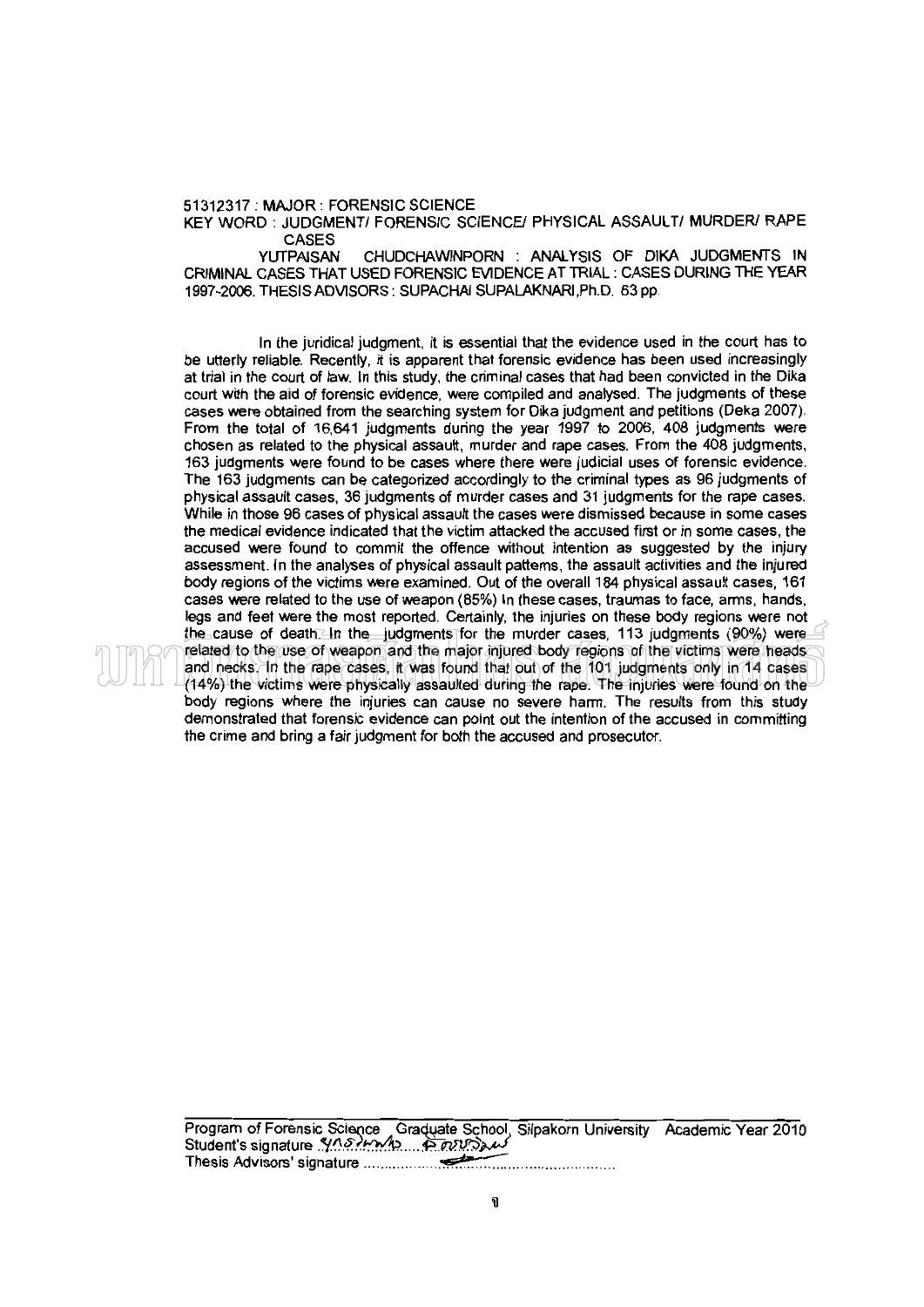51312317 : MAJOR : FORENSIC SCIENCE

KEY WORD : JUDGMENT/ FORENSIC SCIENCE/ PHYSICAL ASSAULT/ MURDER/ RAPE CASES

YUTPAISAN CHUDCHAWINPORN : ANALYSIS OF DIKA JUDGMENTS IN CRIMINAL CASES THAT USED FORENSIC EVIDENCE AT TRIAL : CASES DURING THE YEAR 1997-2006. THESIS ADVISORS : SUPACHAI SUPALAKNARI,Ph.D. 63 pp.

In the juridical judgment, it is essential that the evidence used in the court has to be utterly reliable. Recently, it is apparent that forensic evidence has been used increasingly at trial in the court of law. In this study, the criminal cases that had been convicted in the Dika court with the aid of forensic evidence, were compiled and analysed. The judgments of these cases were obtained from the searching system for Dika judgment and petitions (Deka 2007). From the total of 16,641 judgments during the year 1997 to 2006, 408 judgments were chosen as related to the physical assault, murder and rape cases. From the 408 judgments, 163 judgments were found to be cases where there were judicial uses of forensic evidence. The 163 judgments can be categorized accordingly to the criminal types as 96 judgments of physical assault cases, 36 judgments of murder cases and 31 judgments for the rape cases. While in those 96 cases of physical assault the cases were dismissed because in some cases the medical evidence indicated that the victim attacked the accused first or in some cases, the accused were found to commit the offence without intention as suggested by the injury assessment. In the analyses of physical assault patterns, the assault activities and the injured body regions of the victims were examined. Out of the overall 184 physical assault cases, 161 cases were related to the use of weapon (85%) In these cases, traumas to face, arms, hands, legs and feet were the most reported. Certainly, the injuries on these body regions were not the cause of death. In the judgments for the murder cases, 113 judgments (90%) were related to the use of weapon and the major injured body regions of the victims were heads and necks. In the rape cases, it was found that out of the 101 judgments only in 14 cases (14%) the victims were physically assaulted during the rape. The injuries were found on the body regions where the injuries can cause no severe harm. The results from this study demonstrated that forensic evidence can point out the intention of the accused in committing the crime and bring a fair judgment for both the accused and prosecutor.

Program of Forensic Science Graduate School, Silpakorn University Academic Year 2010

Student's signature ยุทธไพศาล ชุดชวินพร

Thesis Advisors' signature ........................................................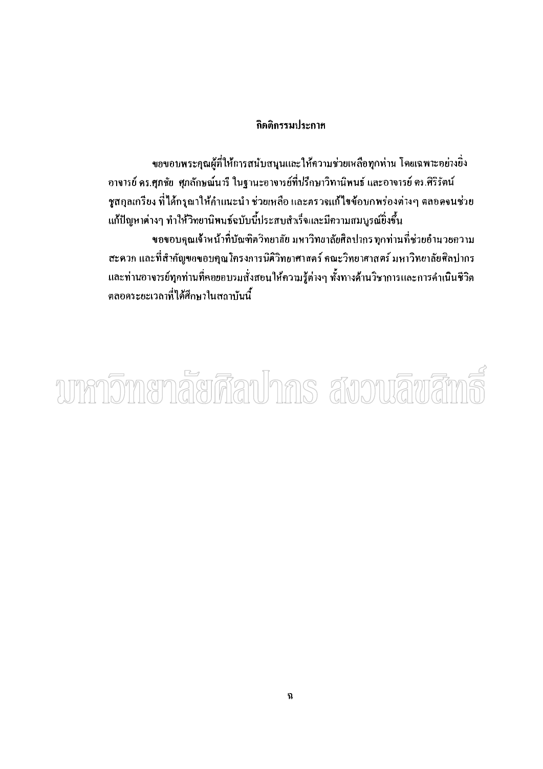## กิตติกรรมประกาศ

ขอขอบพระคุณผู้ที่ให้การสนับสนุนและให้ความช่วยเหลือทุกท่าน โดยเฉพาะอย่างยิ่ง อาจารย์ ดร.ศุภชัย ศุภลักษณ์นารี ในฐานะอาจารย์ที่ปรึกษาวิทยานิพนธ์ และอาจารย์ ดร.ศิริรัตน์ ชูสกุลเกรียง ที่ได้กรุณาให้คำแนะนำ ช่วยเหลือ และตรวจแก้ไขข้อบกพร่องต่างๆ ตลอดจนช่วยแก้ปัญหาต่างๆ ทำให้วิทยานิพนธ์ฉบับนี้ประสบสำเร็จและมีความสมบูรณ์ยิ่งขึ้น

ขอขอบคุณเจ้าหน้าที่บัณฑิตวิทยาลัย มหาวิทยาลัยศิลปากร ทุกท่านที่ช่วยอำนวยความสะดวก และที่สำคัญขอขอบคุณโครงการนิติวิทยาศาสตร์ คณะวิทยาศาสตร์ มหาวิทยาลัยศิลปากร และท่านอาจารย์ทุกท่านที่คอยอบรมสั่งสอนให้ความรู้ต่างๆ ทั้งทางด้านวิชาการและการดำเนินชีวิต ตลอดระยะเวลาที่ได้ศึกษาในสถาบันนี้